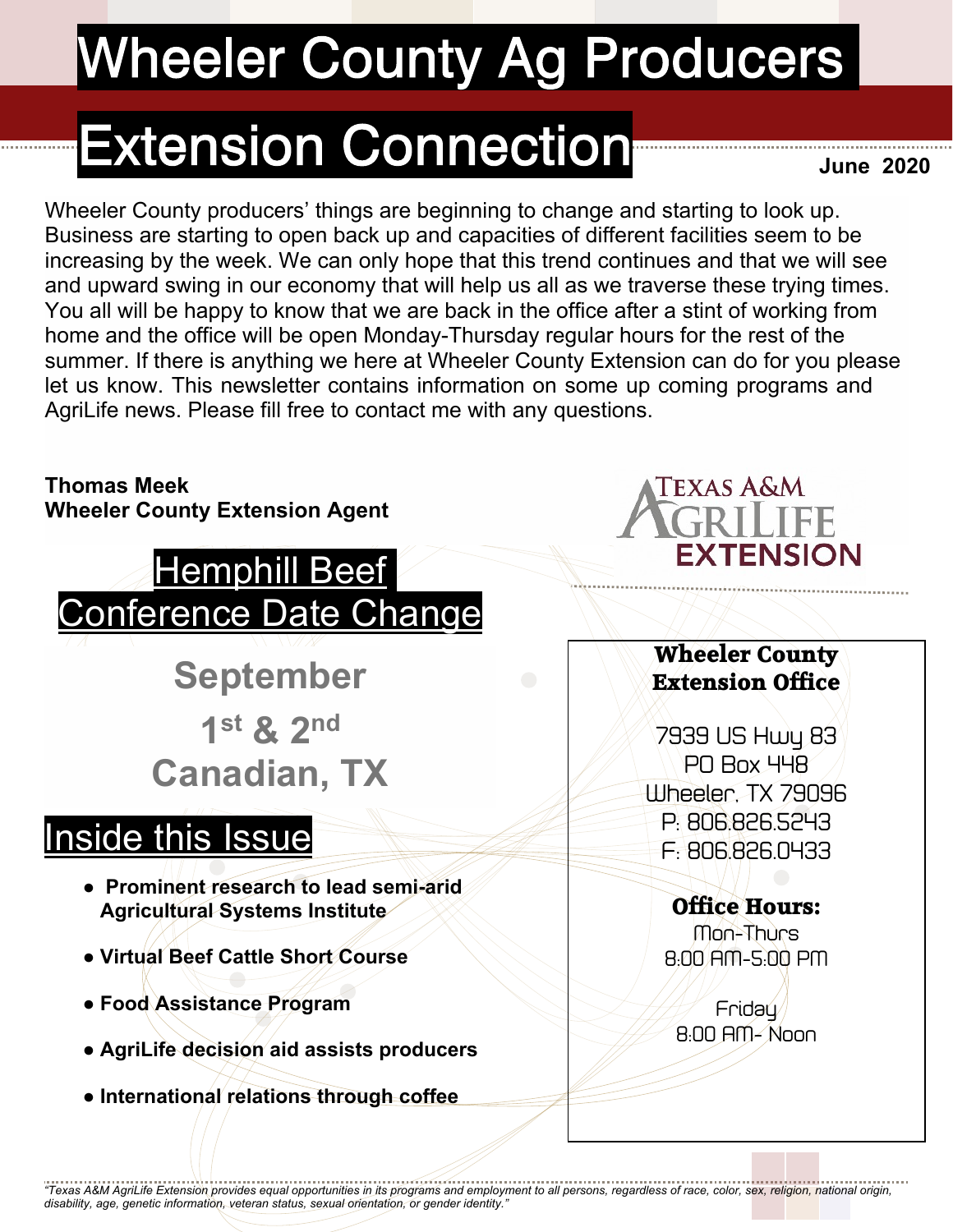# Wheeler County Ag Producers

# Extension Connection

**June 2020**

Wheeler County producers' things are beginning to change and starting to look up. Business are starting to open back up and capacities of different facilities seem to be increasing by the week. We can only hope that this trend continues and that we will see and upward swing in our economy that will help us all as we traverse these trying times. You all will be happy to know that we are back in the office after a stint of working from home and the office will be open Monday-Thursday regular hours for the rest of the summer. If there is anything we here at Wheeler County Extension can do for you please let us know. This newsletter contains information on some up coming programs and AgriLife news. Please fill free to contact me with any questions.

**Thomas Meek**
**Wheeler County Extension Agent**

Texas A&M AgriLife Extension

## Hemphill Beef Conference Date Change

**September**

**1st & 2nd**

**Canadian, TX**

## Inside this Issue

- **Prominent research to lead semi-arid Agricultural Systems Institute**
- **Virtual Beef Cattle Short Course**
- **Food Assistance Program**
- **AgriLife decision aid assists producers**
- **International relations through coffee**

### Wheeler County Extension Office

7939 US Hwy 83
PO Box 448
Wheeler, TX 79096
P: 806.826.5243
F: 806.826.0433

**Office Hours:**
Mon-Thurs
8:00 AM-5:00 PM

Friday
8:00 AM- Noon

*"Texas A&M AgriLife Extension provides equal opportunities in its programs and employment to all persons, regardless of race, color, sex, religion, national origin, disability, age, genetic information, veteran status, sexual orientation, or gender identity."*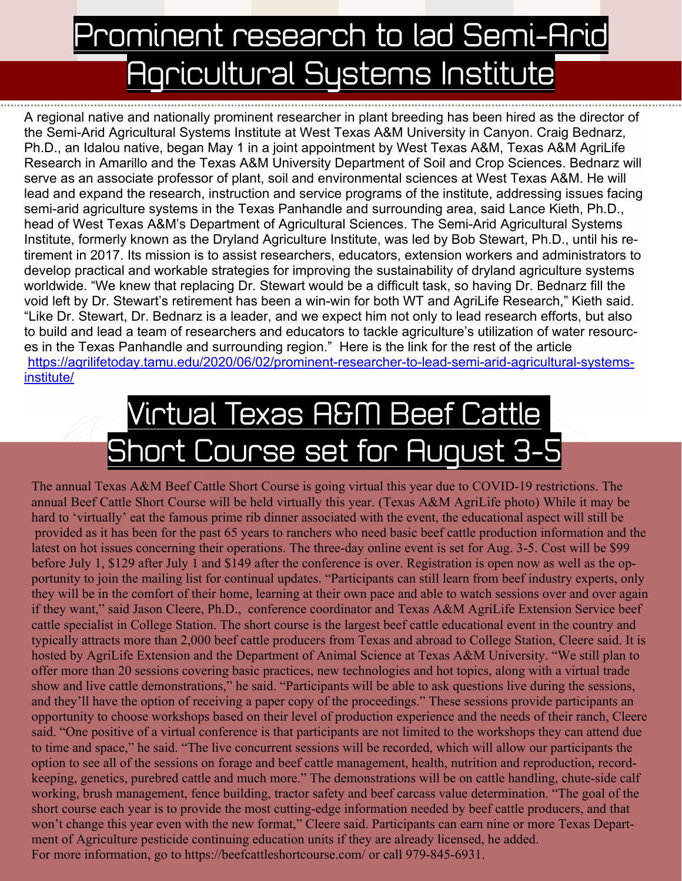# Prominent research to lad Semi-Arid Agricultural Systems Institute

A regional native and nationally prominent researcher in plant breeding has been hired as the director of the Semi-Arid Agricultural Systems Institute at West Texas A&M University in Canyon. Craig Bednarz, Ph.D., an Idalou native, began May 1 in a joint appointment by West Texas A&M, Texas A&M AgriLife Research in Amarillo and the Texas A&M University Department of Soil and Crop Sciences. Bednarz will serve as an associate professor of plant, soil and environmental sciences at West Texas A&M. He will lead and expand the research, instruction and service programs of the institute, addressing issues facing semi-arid agriculture systems in the Texas Panhandle and surrounding area, said Lance Kieth, Ph.D., head of West Texas A&M's Department of Agricultural Sciences. The Semi-Arid Agricultural Systems Institute, formerly known as the Dryland Agriculture Institute, was led by Bob Stewart, Ph.D., until his retirement in 2017. Its mission is to assist researchers, educators, extension workers and administrators to develop practical and workable strategies for improving the sustainability of dryland agriculture systems worldwide. "We knew that replacing Dr. Stewart would be a difficult task, so having Dr. Bednarz fill the void left by Dr. Stewart's retirement has been a win-win for both WT and AgriLife Research," Kieth said. "Like Dr. Stewart, Dr. Bednarz is a leader, and we expect him not only to lead research efforts, but also to build and lead a team of researchers and educators to tackle agriculture's utilization of water resources in the Texas Panhandle and surrounding region." Here is the link for the rest of the article https://agrilifetoday.tamu.edu/2020/06/02/prominent-researcher-to-lead-semi-arid-agricultural-systems-institute/

# Virtual Texas A&M Beef Cattle Short Course set for August 3-5

The annual Texas A&M Beef Cattle Short Course is going virtual this year due to COVID-19 restrictions. The annual Beef Cattle Short Course will be held virtually this year. (Texas A&M AgriLife photo) While it may be hard to 'virtually' eat the famous prime rib dinner associated with the event, the educational aspect will still be provided as it has been for the past 65 years to ranchers who need basic beef cattle production information and the latest on hot issues concerning their operations. The three-day online event is set for Aug. 3-5. Cost will be $99 before July 1, $129 after July 1 and $149 after the conference is over. Registration is open now as well as the opportunity to join the mailing list for continual updates. "Participants can still learn from beef industry experts, only they will be in the comfort of their home, learning at their own pace and able to watch sessions over and over again if they want," said Jason Cleere, Ph.D., conference coordinator and Texas A&M AgriLife Extension Service beef cattle specialist in College Station. The short course is the largest beef cattle educational event in the country and typically attracts more than 2,000 beef cattle producers from Texas and abroad to College Station, Cleere said. It is hosted by AgriLife Extension and the Department of Animal Science at Texas A&M University. "We still plan to offer more than 20 sessions covering basic practices, new technologies and hot topics, along with a virtual trade show and live cattle demonstrations," he said. "Participants will be able to ask questions live during the sessions, and they'll have the option of receiving a paper copy of the proceedings." These sessions provide participants an opportunity to choose workshops based on their level of production experience and the needs of their ranch, Cleere said. "One positive of a virtual conference is that participants are not limited to the workshops they can attend due to time and space," he said. "The live concurrent sessions will be recorded, which will allow our participants the option to see all of the sessions on forage and beef cattle management, health, nutrition and reproduction, record-keeping, genetics, purebred cattle and much more." The demonstrations will be on cattle handling, chute-side calf working, brush management, fence building, tractor safety and beef carcass value determination. "The goal of the short course each year is to provide the most cutting-edge information needed by beef cattle producers, and that won't change this year even with the new format," Cleere said. Participants can earn nine or more Texas Department of Agriculture pesticide continuing education units if they are already licensed, he added.

For more information, go to https://beefcattleshortcourse.com/ or call 979-845-6931.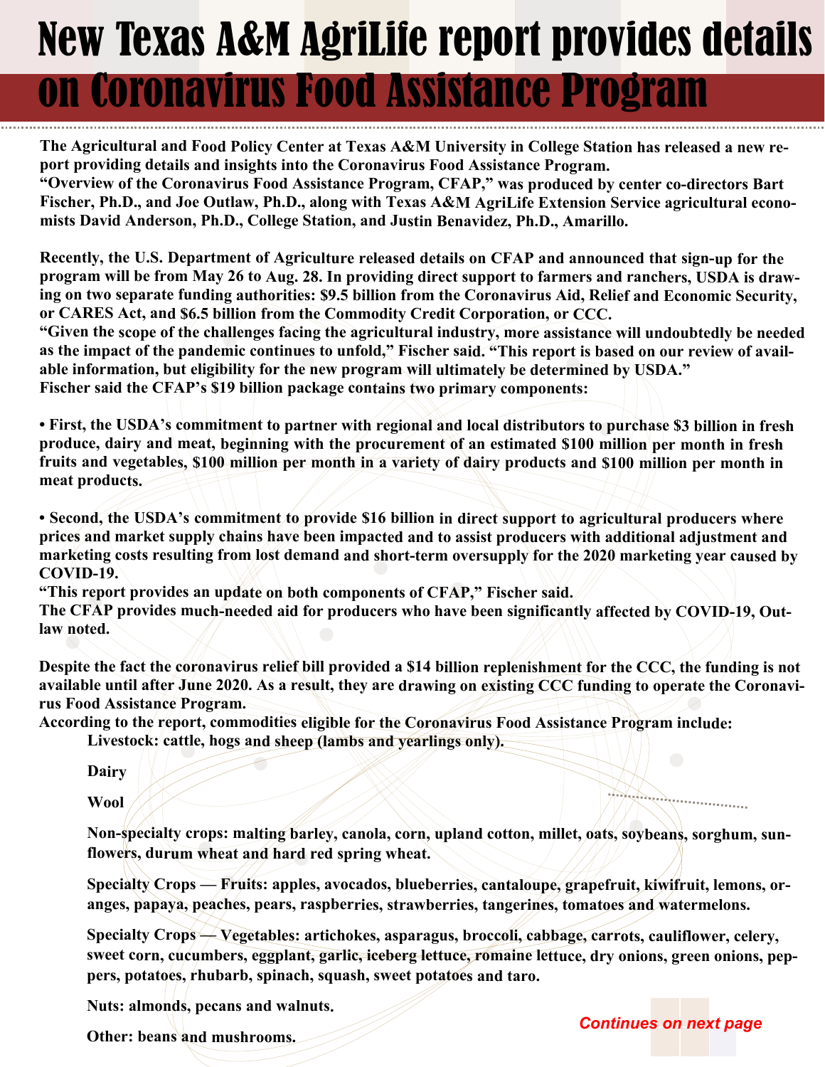# New Texas A&M AgriLife report provides details on Coronavirus Food Assistance Program

**The Agricultural and Food Policy Center at Texas A&M University in College Station has released a new report providing details and insights into the Coronavirus Food Assistance Program.**

**"Overview of the Coronavirus Food Assistance Program, CFAP," was produced by center co-directors Bart Fischer, Ph.D., and Joe Outlaw, Ph.D., along with Texas A&M AgriLife Extension Service agricultural economists David Anderson, Ph.D., College Station, and Justin Benavidez, Ph.D., Amarillo.**

**Recently, the U.S. Department of Agriculture released details on CFAP and announced that sign-up for the program will be from May 26 to Aug. 28. In providing direct support to farmers and ranchers, USDA is drawing on two separate funding authorities: $9.5 billion from the Coronavirus Aid, Relief and Economic Security, or CARES Act, and $6.5 billion from the Commodity Credit Corporation, or CCC.**

**"Given the scope of the challenges facing the agricultural industry, more assistance will undoubtedly be needed as the impact of the pandemic continues to unfold," Fischer said. "This report is based on our review of available information, but eligibility for the new program will ultimately be determined by USDA."**

**Fischer said the CFAP's $19 billion package contains two primary components:**

- **First, the USDA's commitment to partner with regional and local distributors to purchase $3 billion in fresh produce, dairy and meat, beginning with the procurement of an estimated $100 million per month in fresh fruits and vegetables, $100 million per month in a variety of dairy products and $100 million per month in meat products.**

- **Second, the USDA's commitment to provide $16 billion in direct support to agricultural producers where prices and market supply chains have been impacted and to assist producers with additional adjustment and marketing costs resulting from lost demand and short-term oversupply for the 2020 marketing year caused by COVID-19.**

**"This report provides an update on both components of CFAP," Fischer said.**

**The CFAP provides much-needed aid for producers who have been significantly affected by COVID-19, Outlaw noted.**

**Despite the fact the coronavirus relief bill provided a $14 billion replenishment for the CCC, the funding is not available until after June 2020. As a result, they are drawing on existing CCC funding to operate the Coronavirus Food Assistance Program.**

**According to the report, commodities eligible for the Coronavirus Food Assistance Program include:**

**Livestock: cattle, hogs and sheep (lambs and yearlings only).**

**Dairy**

**Wool**

**Non-specialty crops: malting barley, canola, corn, upland cotton, millet, oats, soybeans, sorghum, sunflowers, durum wheat and hard red spring wheat.**

**Specialty Crops — Fruits: apples, avocados, blueberries, cantaloupe, grapefruit, kiwifruit, lemons, oranges, papaya, peaches, pears, raspberries, strawberries, tangerines, tomatoes and watermelons.**

**Specialty Crops — Vegetables: artichokes, asparagus, broccoli, cabbage, carrots, cauliflower, celery, sweet corn, cucumbers, eggplant, garlic, iceberg lettuce, romaine lettuce, dry onions, green onions, peppers, potatoes, rhubarb, spinach, squash, sweet potatoes and taro.**

**Nuts: almonds, pecans and walnuts.**

**Other: beans and mushrooms.**

*Continues on next page*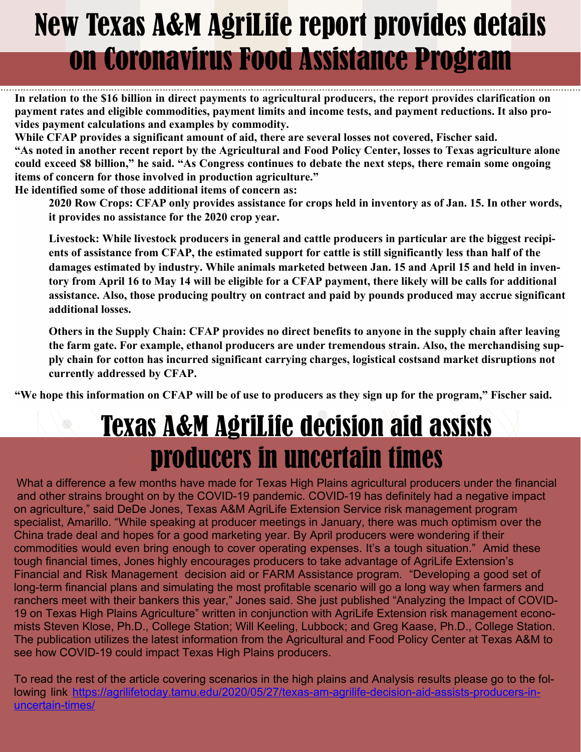# New Texas A&M AgriLife report provides details on Coronavirus Food Assistance Program

**In relation to the $16 billion in direct payments to agricultural producers, the report provides clarification on payment rates and eligible commodities, payment limits and income tests, and payment reductions. It also provides payment calculations and examples by commodity.**

**While CFAP provides a significant amount of aid, there are several losses not covered, Fischer said.**

**"As noted in another recent report by the Agricultural and Food Policy Center, losses to Texas agriculture alone could exceed $8 billion," he said. "As Congress continues to debate the next steps, there remain some ongoing items of concern for those involved in production agriculture."**

**He identified some of those additional items of concern as:**

**2020 Row Crops: CFAP only provides assistance for crops held in inventory as of Jan. 15. In other words, it provides no assistance for the 2020 crop year.**

**Livestock: While livestock producers in general and cattle producers in particular are the biggest recipients of assistance from CFAP, the estimated support for cattle is still significantly less than half of the damages estimated by industry. While animals marketed between Jan. 15 and April 15 and held in inventory from April 16 to May 14 will be eligible for a CFAP payment, there likely will be calls for additional assistance. Also, those producing poultry on contract and paid by pounds produced may accrue significant additional losses.**

**Others in the Supply Chain: CFAP provides no direct benefits to anyone in the supply chain after leaving the farm gate. For example, ethanol producers are under tremendous strain. Also, the merchandising supply chain for cotton has incurred significant carrying charges, logistical costsand market disruptions not currently addressed by CFAP.**

**"We hope this information on CFAP will be of use to producers as they sign up for the program," Fischer said.**

# Texas A&M AgriLife decision aid assists producers in uncertain times

What a difference a few months have made for Texas High Plains agricultural producers under the financial and other strains brought on by the COVID-19 pandemic. COVID-19 has definitely had a negative impact on agriculture," said DeDe Jones, Texas A&M AgriLife Extension Service risk management program specialist, Amarillo. "While speaking at producer meetings in January, there was much optimism over the China trade deal and hopes for a good marketing year. By April producers were wondering if their commodities would even bring enough to cover operating expenses. It's a tough situation." Amid these tough financial times, Jones highly encourages producers to take advantage of AgriLife Extension's Financial and Risk Management decision aid or FARM Assistance program. "Developing a good set of long-term financial plans and simulating the most profitable scenario will go a long way when farmers and ranchers meet with their bankers this year," Jones said. She just published "Analyzing the Impact of COVID-19 on Texas High Plains Agriculture" written in conjunction with AgriLife Extension risk management economists Steven Klose, Ph.D., College Station; Will Keeling, Lubbock; and Greg Kaase, Ph.D., College Station. The publication utilizes the latest information from the Agricultural and Food Policy Center at Texas A&M to see how COVID-19 could impact Texas High Plains producers.

To read the rest of the article covering scenarios in the high plains and Analysis results please go to the following link https://agrilifetoday.tamu.edu/2020/05/27/texas-am-agrilife-decision-aid-assists-producers-in-uncertain-times/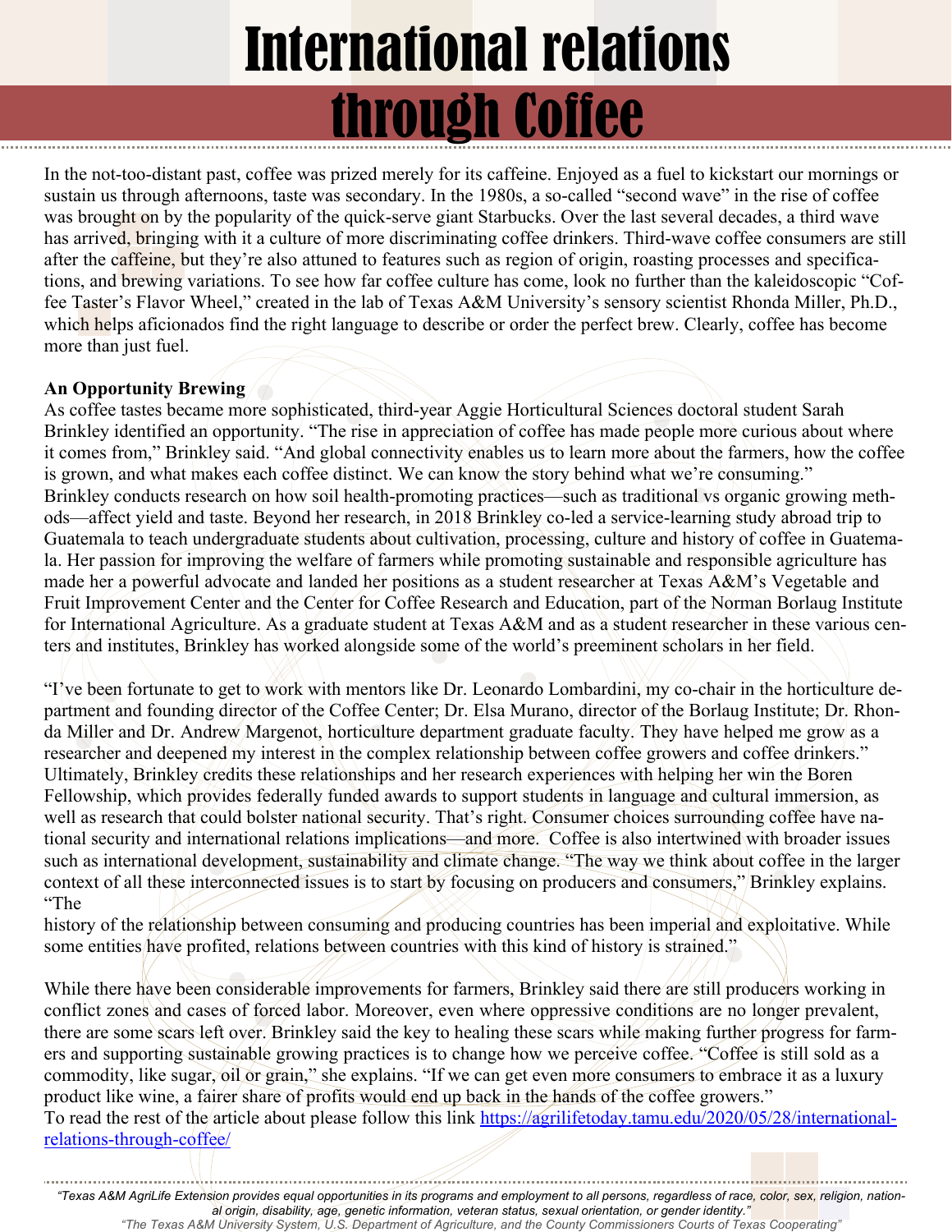# International relations through Coffee

In the not-too-distant past, coffee was prized merely for its caffeine. Enjoyed as a fuel to kickstart our mornings or sustain us through afternoons, taste was secondary. In the 1980s, a so-called "second wave" in the rise of coffee was brought on by the popularity of the quick-serve giant Starbucks. Over the last several decades, a third wave has arrived, bringing with it a culture of more discriminating coffee drinkers. Third-wave coffee consumers are still after the caffeine, but they're also attuned to features such as region of origin, roasting processes and specifications, and brewing variations. To see how far coffee culture has come, look no further than the kaleidoscopic "Coffee Taster's Flavor Wheel," created in the lab of Texas A&M University's sensory scientist Rhonda Miller, Ph.D., which helps aficionados find the right language to describe or order the perfect brew. Clearly, coffee has become more than just fuel.

**An Opportunity Brewing**

As coffee tastes became more sophisticated, third-year Aggie Horticultural Sciences doctoral student Sarah Brinkley identified an opportunity. "The rise in appreciation of coffee has made people more curious about where it comes from," Brinkley said. "And global connectivity enables us to learn more about the farmers, how the coffee is grown, and what makes each coffee distinct. We can know the story behind what we're consuming." Brinkley conducts research on how soil health-promoting practices—such as traditional vs organic growing methods—affect yield and taste. Beyond her research, in 2018 Brinkley co-led a service-learning study abroad trip to Guatemala to teach undergraduate students about cultivation, processing, culture and history of coffee in Guatemala. Her passion for improving the welfare of farmers while promoting sustainable and responsible agriculture has made her a powerful advocate and landed her positions as a student researcher at Texas A&M's Vegetable and Fruit Improvement Center and the Center for Coffee Research and Education, part of the Norman Borlaug Institute for International Agriculture. As a graduate student at Texas A&M and as a student researcher in these various centers and institutes, Brinkley has worked alongside some of the world's preeminent scholars in her field.

"I've been fortunate to get to work with mentors like Dr. Leonardo Lombardini, my co-chair in the horticulture department and founding director of the Coffee Center; Dr. Elsa Murano, director of the Borlaug Institute; Dr. Rhonda Miller and Dr. Andrew Margenot, horticulture department graduate faculty. They have helped me grow as a researcher and deepened my interest in the complex relationship between coffee growers and coffee drinkers." Ultimately, Brinkley credits these relationships and her research experiences with helping her win the Boren Fellowship, which provides federally funded awards to support students in language and cultural immersion, as well as research that could bolster national security. That's right. Consumer choices surrounding coffee have national security and international relations implications—and more. Coffee is also intertwined with broader issues such as international development, sustainability and climate change. "The way we think about coffee in the larger context of all these interconnected issues is to start by focusing on producers and consumers," Brinkley explains. "The history of the relationship between consuming and producing countries has been imperial and exploitative. While some entities have profited, relations between countries with this kind of history is strained."

While there have been considerable improvements for farmers, Brinkley said there are still producers working in conflict zones and cases of forced labor. Moreover, even where oppressive conditions are no longer prevalent, there are some scars left over. Brinkley said the key to healing these scars while making further progress for farmers and supporting sustainable growing practices is to change how we perceive coffee. "Coffee is still sold as a commodity, like sugar, oil or grain," she explains. "If we can get even more consumers to embrace it as a luxury product like wine, a fairer share of profits would end up back in the hands of the coffee growers."

To read the rest of the article about please follow this link [https://agrilifetoday.tamu.edu/2020/05/28/international-relations-through-coffee/](https://agrilifetoday.tamu.edu/2020/05/28/international-relations-through-coffee/)

*"Texas A&M AgriLife Extension provides equal opportunities in its programs and employment to all persons, regardless of race, color, sex, religion, national origin, disability, age, genetic information, veteran status, sexual orientation, or gender identity."*

*"The Texas A&M University System, U.S. Department of Agriculture, and the County Commissioners Courts of Texas Cooperating"*